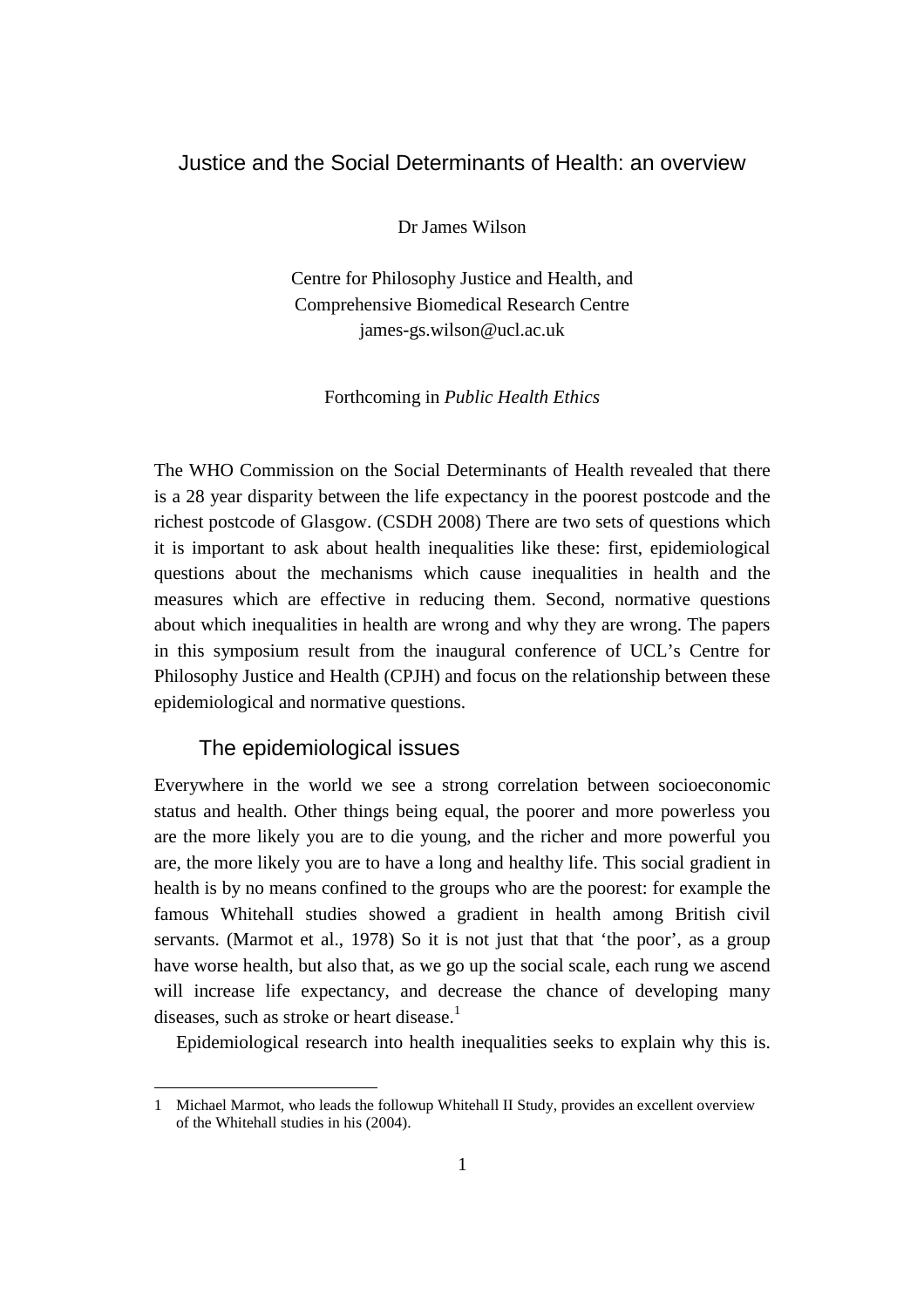# Justice and the Social Determinants of Health: an overview

Dr James Wilson

Centre for Philosophy Justice and Health, and
Comprehensive Biomedical Research Centre
james-gs.wilson@ucl.ac.uk

Forthcoming in *Public Health Ethics*

The WHO Commission on the Social Determinants of Health revealed that there is a 28 year disparity between the life expectancy in the poorest postcode and the richest postcode of Glasgow. (CSDH 2008) There are two sets of questions which it is important to ask about health inequalities like these: first, epidemiological questions about the mechanisms which cause inequalities in health and the measures which are effective in reducing them. Second, normative questions about which inequalities in health are wrong and why they are wrong. The papers in this symposium result from the inaugural conference of UCL's Centre for Philosophy Justice and Health (CPJH) and focus on the relationship between these epidemiological and normative questions.

## The epidemiological issues

Everywhere in the world we see a strong correlation between socioeconomic status and health. Other things being equal, the poorer and more powerless you are the more likely you are to die young, and the richer and more powerful you are, the more likely you are to have a long and healthy life. This social gradient in health is by no means confined to the groups who are the poorest: for example the famous Whitehall studies showed a gradient in health among British civil servants. (Marmot et al., 1978) So it is not just that that 'the poor', as a group have worse health, but also that, as we go up the social scale, each rung we ascend will increase life expectancy, and decrease the chance of developing many diseases, such as stroke or heart disease.[1]

Epidemiological research into health inequalities seeks to explain why this is.

1 Michael Marmot, who leads the followup Whitehall II Study, provides an excellent overview of the Whitehall studies in his (2004).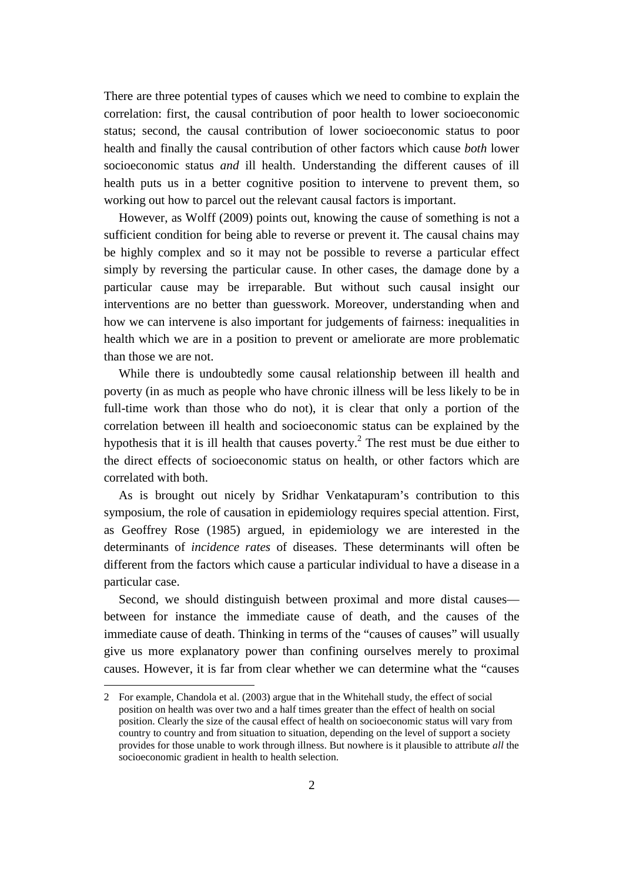There are three potential types of causes which we need to combine to explain the correlation: first, the causal contribution of poor health to lower socioeconomic status; second, the causal contribution of lower socioeconomic status to poor health and finally the causal contribution of other factors which cause *both* lower socioeconomic status *and* ill health. Understanding the different causes of ill health puts us in a better cognitive position to intervene to prevent them, so working out how to parcel out the relevant causal factors is important.

However, as Wolff (2009) points out, knowing the cause of something is not a sufficient condition for being able to reverse or prevent it. The causal chains may be highly complex and so it may not be possible to reverse a particular effect simply by reversing the particular cause. In other cases, the damage done by a particular cause may be irreparable. But without such causal insight our interventions are no better than guesswork. Moreover, understanding when and how we can intervene is also important for judgements of fairness: inequalities in health which we are in a position to prevent or ameliorate are more problematic than those we are not.

While there is undoubtedly some causal relationship between ill health and poverty (in as much as people who have chronic illness will be less likely to be in full-time work than those who do not), it is clear that only a portion of the correlation between ill health and socioeconomic status can be explained by the hypothesis that it is ill health that causes poverty.[2] The rest must be due either to the direct effects of socioeconomic status on health, or other factors which are correlated with both.

As is brought out nicely by Sridhar Venkatapuram's contribution to this symposium, the role of causation in epidemiology requires special attention. First, as Geoffrey Rose (1985) argued, in epidemiology we are interested in the determinants of *incidence rates* of diseases. These determinants will often be different from the factors which cause a particular individual to have a disease in a particular case.

Second, we should distinguish between proximal and more distal causes—between for instance the immediate cause of death, and the causes of the immediate cause of death. Thinking in terms of the "causes of causes" will usually give us more explanatory power than confining ourselves merely to proximal causes. However, it is far from clear whether we can determine what the "causes

---

2 For example, Chandola et al. (2003) argue that in the Whitehall study, the effect of social position on health was over two and a half times greater than the effect of health on social position. Clearly the size of the causal effect of health on socioeconomic status will vary from country to country and from situation to situation, depending on the level of support a society provides for those unable to work through illness. But nowhere is it plausible to attribute *all* the socioeconomic gradient in health to health selection.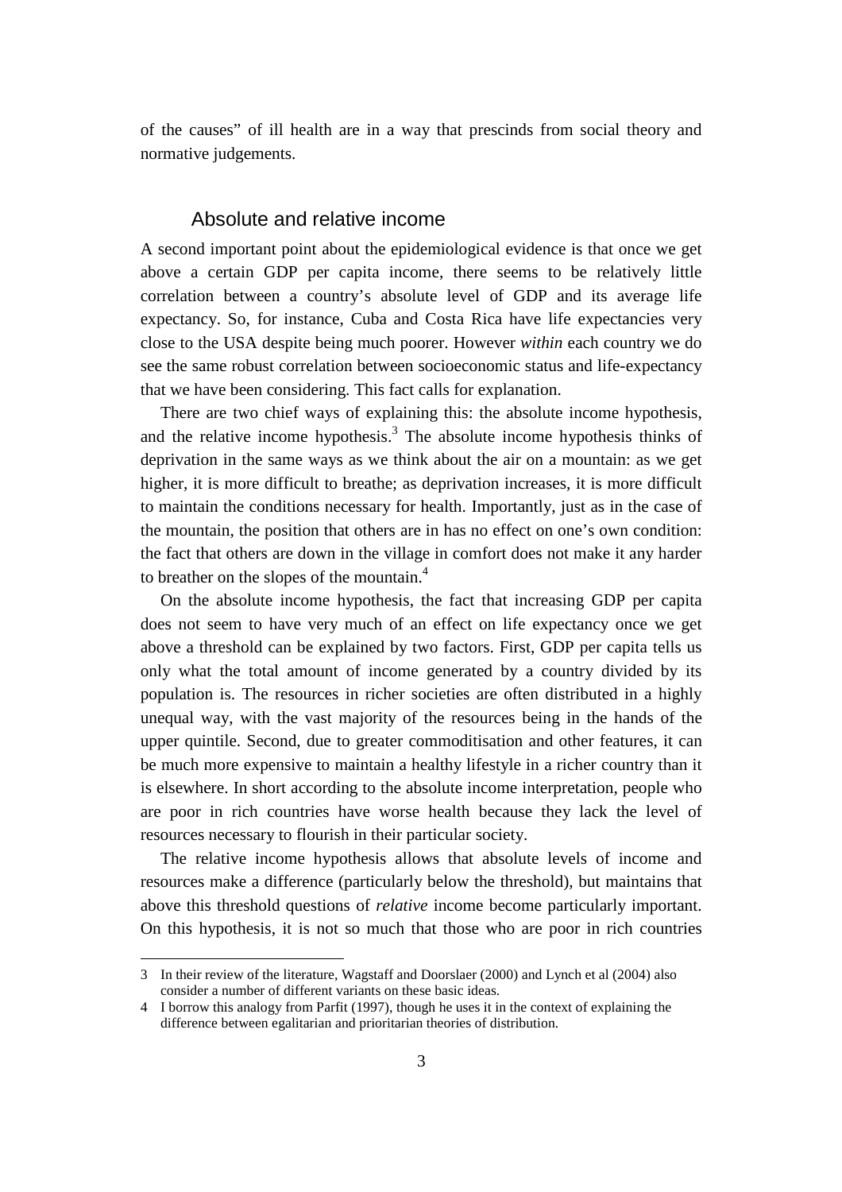of the causes" of ill health are in a way that prescinds from social theory and normative judgements.

## Absolute and relative income

A second important point about the epidemiological evidence is that once we get above a certain GDP per capita income, there seems to be relatively little correlation between a country's absolute level of GDP and its average life expectancy. So, for instance, Cuba and Costa Rica have life expectancies very close to the USA despite being much poorer. However *within* each country we do see the same robust correlation between socioeconomic status and life-expectancy that we have been considering. This fact calls for explanation.

There are two chief ways of explaining this: the absolute income hypothesis, and the relative income hypothesis.[3] The absolute income hypothesis thinks of deprivation in the same ways as we think about the air on a mountain: as we get higher, it is more difficult to breathe; as deprivation increases, it is more difficult to maintain the conditions necessary for health. Importantly, just as in the case of the mountain, the position that others are in has no effect on one's own condition: the fact that others are down in the village in comfort does not make it any harder to breather on the slopes of the mountain.[4]

On the absolute income hypothesis, the fact that increasing GDP per capita does not seem to have very much of an effect on life expectancy once we get above a threshold can be explained by two factors. First, GDP per capita tells us only what the total amount of income generated by a country divided by its population is. The resources in richer societies are often distributed in a highly unequal way, with the vast majority of the resources being in the hands of the upper quintile. Second, due to greater commoditisation and other features, it can be much more expensive to maintain a healthy lifestyle in a richer country than it is elsewhere. In short according to the absolute income interpretation, people who are poor in rich countries have worse health because they lack the level of resources necessary to flourish in their particular society.

The relative income hypothesis allows that absolute levels of income and resources make a difference (particularly below the threshold), but maintains that above this threshold questions of *relative* income become particularly important. On this hypothesis, it is not so much that those who are poor in rich countries

---

3 In their review of the literature, Wagstaff and Doorslaer (2000) and Lynch et al (2004) also consider a number of different variants on these basic ideas.

4 I borrow this analogy from Parfit (1997), though he uses it in the context of explaining the difference between egalitarian and prioritarian theories of distribution.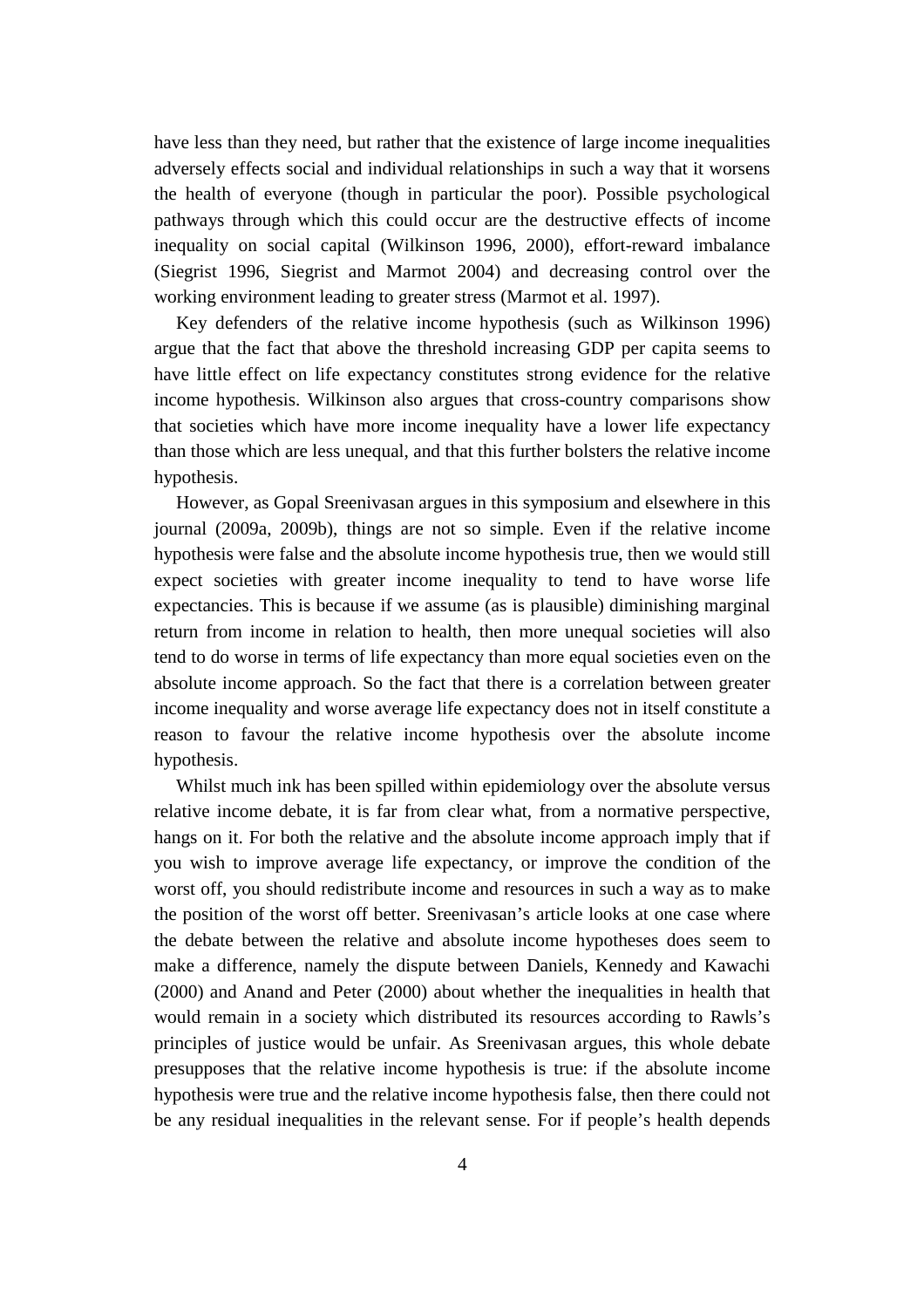have less than they need, but rather that the existence of large income inequalities adversely effects social and individual relationships in such a way that it worsens the health of everyone (though in particular the poor). Possible psychological pathways through which this could occur are the destructive effects of income inequality on social capital (Wilkinson 1996, 2000), effort-reward imbalance (Siegrist 1996, Siegrist and Marmot 2004) and decreasing control over the working environment leading to greater stress (Marmot et al. 1997).

Key defenders of the relative income hypothesis (such as Wilkinson 1996) argue that the fact that above the threshold increasing GDP per capita seems to have little effect on life expectancy constitutes strong evidence for the relative income hypothesis. Wilkinson also argues that cross-country comparisons show that societies which have more income inequality have a lower life expectancy than those which are less unequal, and that this further bolsters the relative income hypothesis.

However, as Gopal Sreenivasan argues in this symposium and elsewhere in this journal (2009a, 2009b), things are not so simple. Even if the relative income hypothesis were false and the absolute income hypothesis true, then we would still expect societies with greater income inequality to tend to have worse life expectancies. This is because if we assume (as is plausible) diminishing marginal return from income in relation to health, then more unequal societies will also tend to do worse in terms of life expectancy than more equal societies even on the absolute income approach. So the fact that there is a correlation between greater income inequality and worse average life expectancy does not in itself constitute a reason to favour the relative income hypothesis over the absolute income hypothesis.

Whilst much ink has been spilled within epidemiology over the absolute versus relative income debate, it is far from clear what, from a normative perspective, hangs on it. For both the relative and the absolute income approach imply that if you wish to improve average life expectancy, or improve the condition of the worst off, you should redistribute income and resources in such a way as to make the position of the worst off better. Sreenivasan's article looks at one case where the debate between the relative and absolute income hypotheses does seem to make a difference, namely the dispute between Daniels, Kennedy and Kawachi (2000) and Anand and Peter (2000) about whether the inequalities in health that would remain in a society which distributed its resources according to Rawls's principles of justice would be unfair. As Sreenivasan argues, this whole debate presupposes that the relative income hypothesis is true: if the absolute income hypothesis were true and the relative income hypothesis false, then there could not be any residual inequalities in the relevant sense. For if people's health depends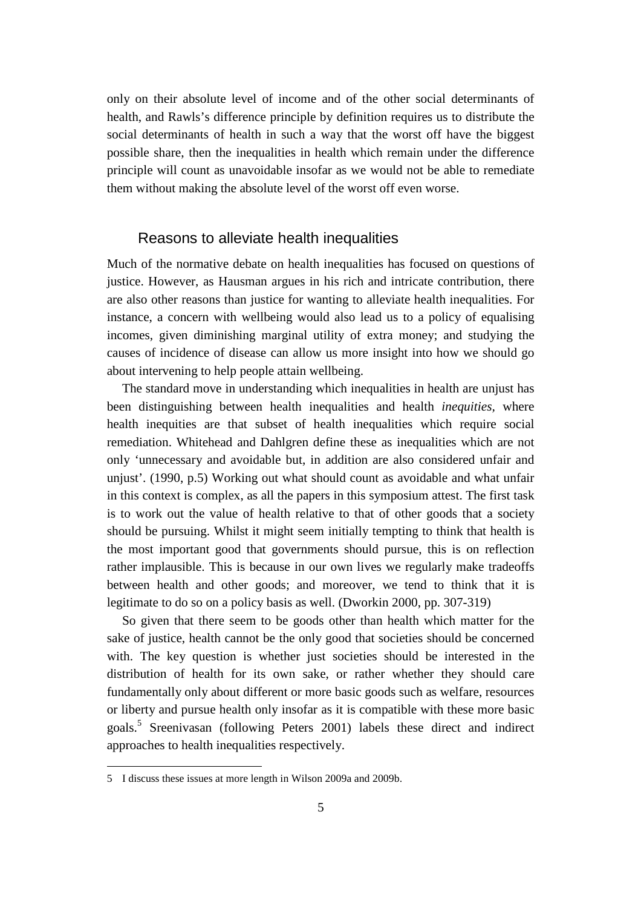only on their absolute level of income and of the other social determinants of health, and Rawls's difference principle by definition requires us to distribute the social determinants of health in such a way that the worst off have the biggest possible share, then the inequalities in health which remain under the difference principle will count as unavoidable insofar as we would not be able to remediate them without making the absolute level of the worst off even worse.

## Reasons to alleviate health inequalities

Much of the normative debate on health inequalities has focused on questions of justice. However, as Hausman argues in his rich and intricate contribution, there are also other reasons than justice for wanting to alleviate health inequalities. For instance, a concern with wellbeing would also lead us to a policy of equalising incomes, given diminishing marginal utility of extra money; and studying the causes of incidence of disease can allow us more insight into how we should go about intervening to help people attain wellbeing.

The standard move in understanding which inequalities in health are unjust has been distinguishing between health inequalities and health *inequities*, where health inequities are that subset of health inequalities which require social remediation. Whitehead and Dahlgren define these as inequalities which are not only 'unnecessary and avoidable but, in addition are also considered unfair and unjust'. (1990, p.5) Working out what should count as avoidable and what unfair in this context is complex, as all the papers in this symposium attest. The first task is to work out the value of health relative to that of other goods that a society should be pursuing. Whilst it might seem initially tempting to think that health is the most important good that governments should pursue, this is on reflection rather implausible. This is because in our own lives we regularly make tradeoffs between health and other goods; and moreover, we tend to think that it is legitimate to do so on a policy basis as well. (Dworkin 2000, pp. 307-319)

So given that there seem to be goods other than health which matter for the sake of justice, health cannot be the only good that societies should be concerned with. The key question is whether just societies should be interested in the distribution of health for its own sake, or rather whether they should care fundamentally only about different or more basic goods such as welfare, resources or liberty and pursue health only insofar as it is compatible with these more basic goals.[5] Sreenivasan (following Peters 2001) labels these direct and indirect approaches to health inequalities respectively.

5 I discuss these issues at more length in Wilson 2009a and 2009b.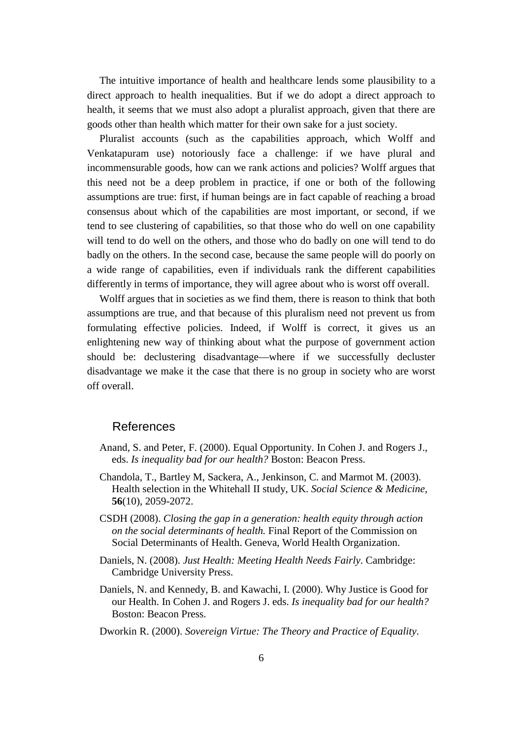The intuitive importance of health and healthcare lends some plausibility to a direct approach to health inequalities. But if we do adopt a direct approach to health, it seems that we must also adopt a pluralist approach, given that there are goods other than health which matter for their own sake for a just society.

Pluralist accounts (such as the capabilities approach, which Wolff and Venkatapuram use) notoriously face a challenge: if we have plural and incommensurable goods, how can we rank actions and policies? Wolff argues that this need not be a deep problem in practice, if one or both of the following assumptions are true: first, if human beings are in fact capable of reaching a broad consensus about which of the capabilities are most important, or second, if we tend to see clustering of capabilities, so that those who do well on one capability will tend to do well on the others, and those who do badly on one will tend to do badly on the others. In the second case, because the same people will do poorly on a wide range of capabilities, even if individuals rank the different capabilities differently in terms of importance, they will agree about who is worst off overall.

Wolff argues that in societies as we find them, there is reason to think that both assumptions are true, and that because of this pluralism need not prevent us from formulating effective policies. Indeed, if Wolff is correct, it gives us an enlightening new way of thinking about what the purpose of government action should be: declustering disadvantage—where if we successfully decluster disadvantage we make it the case that there is no group in society who are worst off overall.

## References

Anand, S. and Peter, F. (2000). Equal Opportunity. In Cohen J. and Rogers J., eds. *Is inequality bad for our health?* Boston: Beacon Press.

Chandola, T., Bartley M, Sackera, A., Jenkinson, C. and Marmot M. (2003). Health selection in the Whitehall II study, UK. *Social Science & Medicine*, **56**(10), 2059-2072.

CSDH (2008). *Closing the gap in a generation: health equity through action on the social determinants of health.* Final Report of the Commission on Social Determinants of Health. Geneva, World Health Organization.

Daniels, N. (2008). *Just Health: Meeting Health Needs Fairly*. Cambridge: Cambridge University Press.

Daniels, N. and Kennedy, B. and Kawachi, I. (2000). Why Justice is Good for our Health. In Cohen J. and Rogers J. eds. *Is inequality bad for our health?* Boston: Beacon Press.

Dworkin R. (2000). *Sovereign Virtue: The Theory and Practice of Equality*.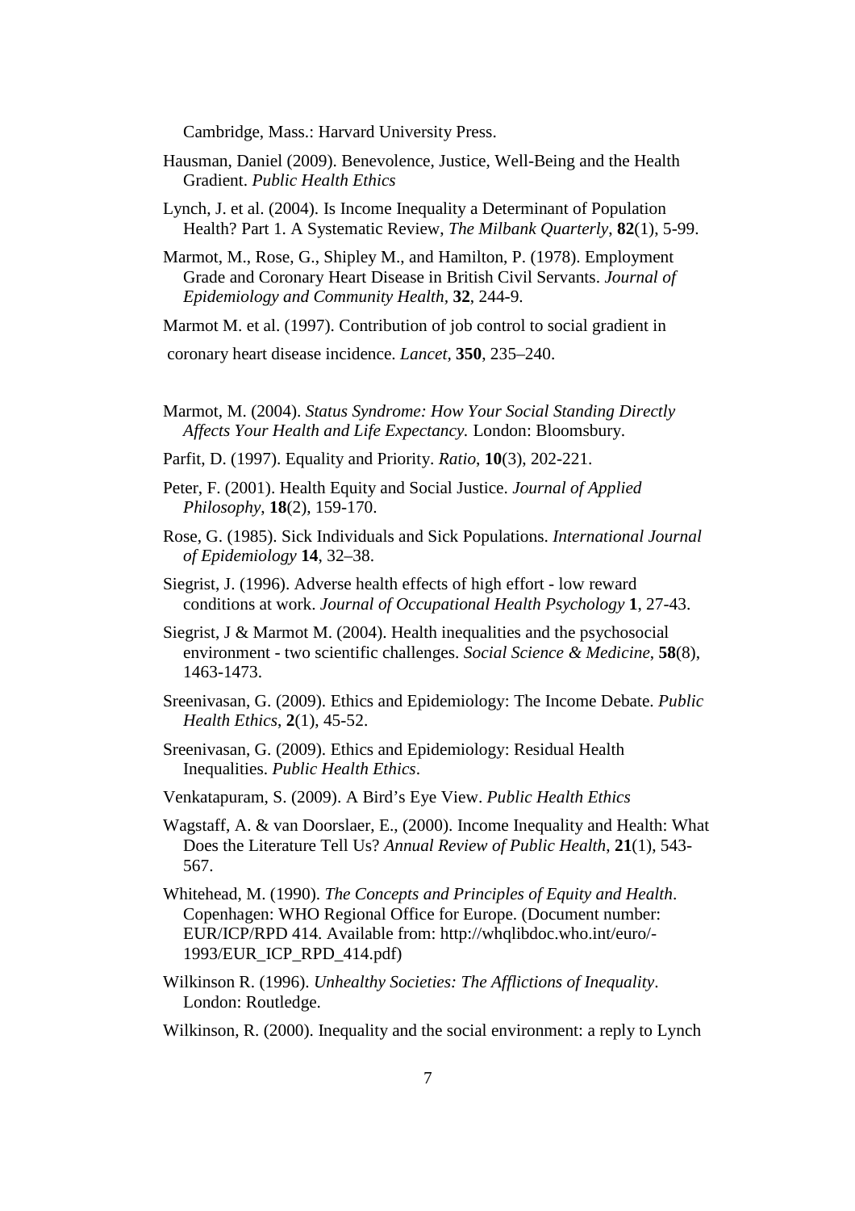Cambridge, Mass.: Harvard University Press.

Hausman, Daniel (2009). Benevolence, Justice, Well-Being and the Health Gradient. *Public Health Ethics*

Lynch, J. et al. (2004). Is Income Inequality a Determinant of Population Health? Part 1. A Systematic Review, *The Milbank Quarterly*, **82**(1), 5-99.

Marmot, M., Rose, G., Shipley M., and Hamilton, P. (1978). Employment Grade and Coronary Heart Disease in British Civil Servants. *Journal of Epidemiology and Community Health*, **32**, 244-9.

Marmot M. et al. (1997). Contribution of job control to social gradient in coronary heart disease incidence. *Lancet*, **350**, 235–240.

Marmot, M. (2004). *Status Syndrome: How Your Social Standing Directly Affects Your Health and Life Expectancy.* London: Bloomsbury.

Parfit, D. (1997). Equality and Priority. *Ratio*, **10**(3), 202-221.

Peter, F. (2001). Health Equity and Social Justice. *Journal of Applied Philosophy*, **18**(2), 159-170.

Rose, G. (1985). Sick Individuals and Sick Populations. *International Journal of Epidemiology* **14**, 32–38.

Siegrist, J. (1996). Adverse health effects of high effort - low reward conditions at work. *Journal of Occupational Health Psychology* **1**, 27-43.

Siegrist, J & Marmot M. (2004). Health inequalities and the psychosocial environment - two scientific challenges. *Social Science & Medicine*, **58**(8), 1463-1473.

Sreenivasan, G. (2009). Ethics and Epidemiology: The Income Debate. *Public Health Ethics*, **2**(1), 45-52.

Sreenivasan, G. (2009). Ethics and Epidemiology: Residual Health Inequalities. *Public Health Ethics*.

Venkatapuram, S. (2009). A Bird's Eye View. *Public Health Ethics*

Wagstaff, A. & van Doorslaer, E., (2000). Income Inequality and Health: What Does the Literature Tell Us? *Annual Review of Public Health*, **21**(1), 543-567.

Whitehead, M. (1990). *The Concepts and Principles of Equity and Health*. Copenhagen: WHO Regional Office for Europe. (Document number: EUR/ICP/RPD 414. Available from: http://whqlibdoc.who.int/euro/-1993/EUR_ICP_RPD_414.pdf)

Wilkinson R. (1996). *Unhealthy Societies: The Afflictions of Inequality*. London: Routledge.

Wilkinson, R. (2000). Inequality and the social environment: a reply to Lynch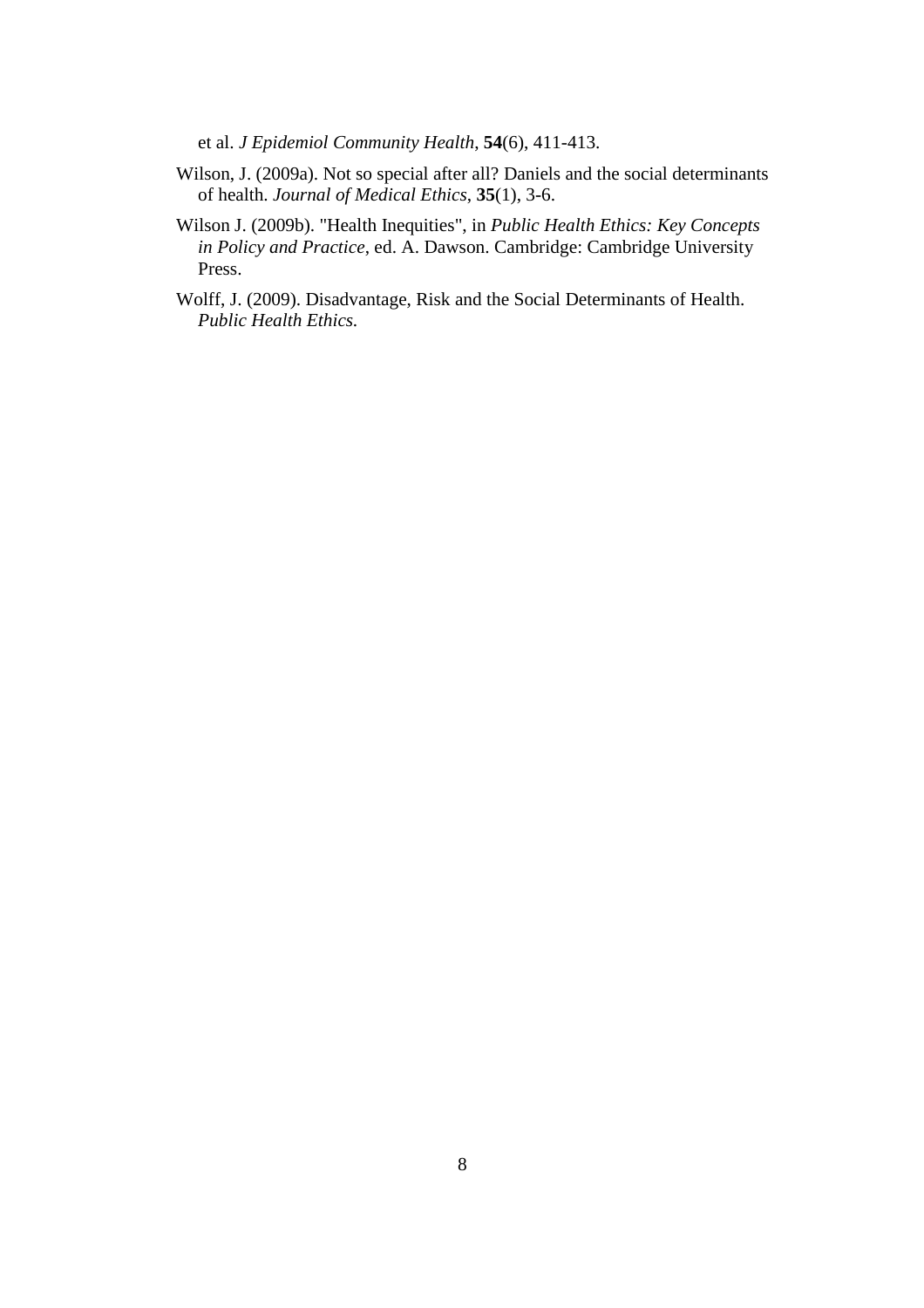et al. *J Epidemiol Community Health*, **54**(6), 411-413.

Wilson, J. (2009a). Not so special after all? Daniels and the social determinants of health. *Journal of Medical Ethics*, **35**(1), 3-6.

Wilson J. (2009b). "Health Inequities", in *Public Health Ethics: Key Concepts in Policy and Practice*, ed. A. Dawson. Cambridge: Cambridge University Press.

Wolff, J. (2009). Disadvantage, Risk and the Social Determinants of Health. *Public Health Ethics.*